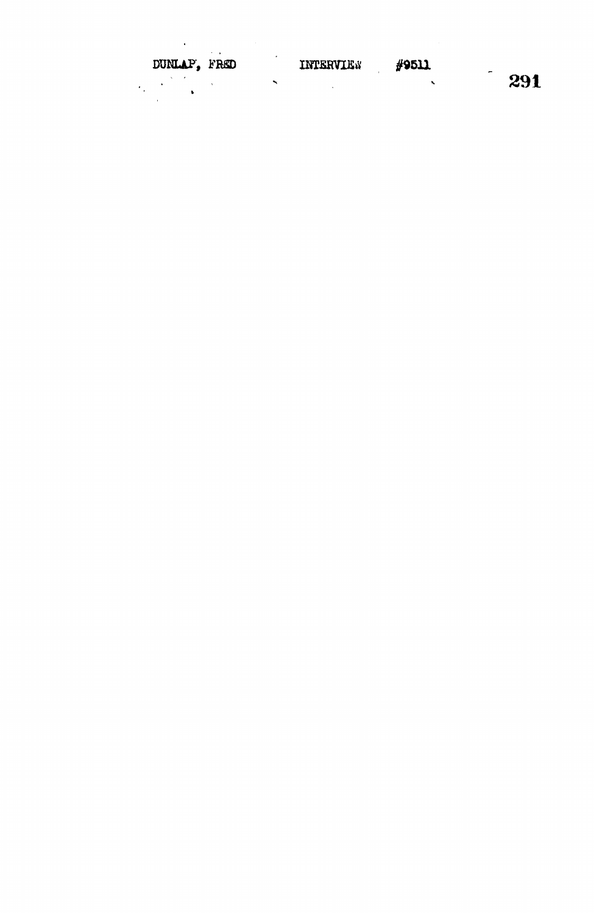DUNLAP, FRED INTERVIEW #9511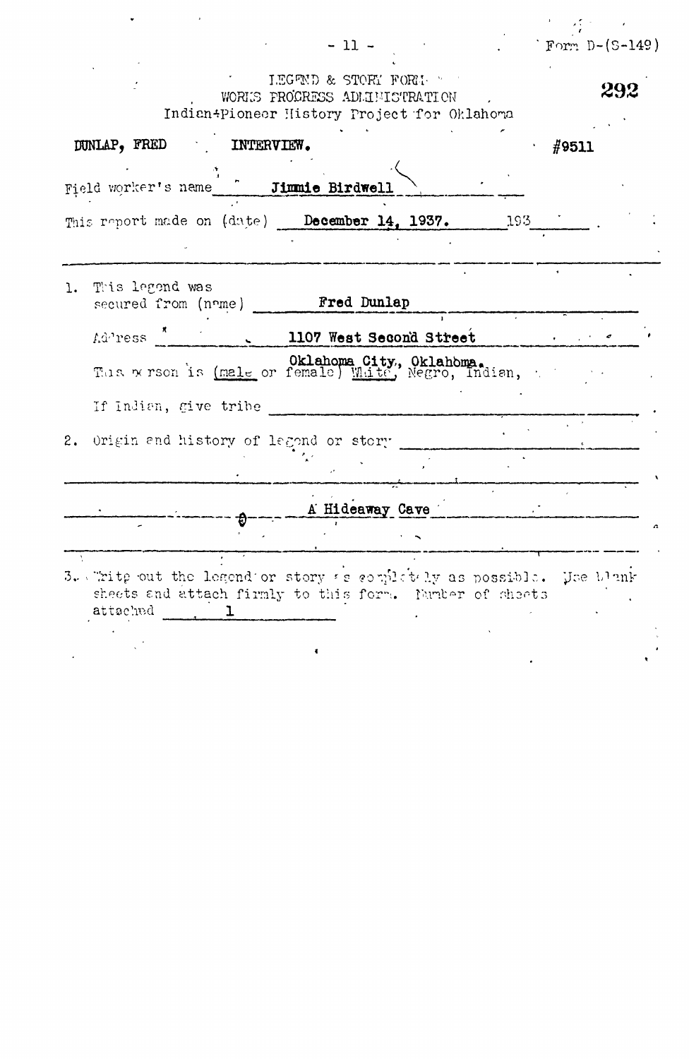Form D-(S-149)

LEGEND & STORY FORM
WORKS PROGRESS ADMINISTRATION
Indian-Pioneer History Project for Oklahoma

292

**DUNLAP, FRED** **INTERVIEW.** **#9511**

Field worker's name **Jimmie Birdwell**

This report made on (date) **December 14, 1937.** 193

1. This legend was secured from (name) **Fred Dunlap**

   Address **1107 West Second Street**
   **Oklahoma City, Oklahoma.**

   This person is (male or female) White, Negro, Indian,

   If Indian, give tribe

2. Origin and history of legend or story

   **A Hideaway Cave**

3. Write out the legend or story as completely as possible. Use blank sheets and attach firmly to this form. Number of sheets attached **1**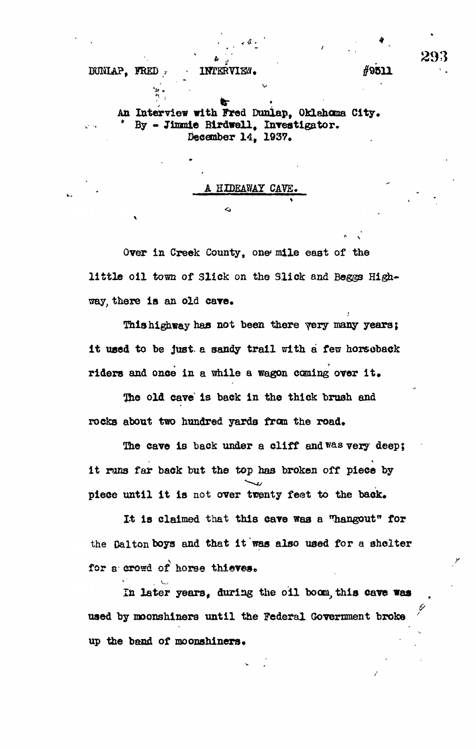DUNLAP, FRED. INTERVIEW. #9511

An Interview with Fred Dunlap, Oklahoma City.
By - Jimmie Birdwell, Investigator.
December 14, 1937.

## A HIDEAWAY CAVE.

Over in Creek County, one mile east of the little oil town of Slick on the Slick and Beggs Highway, there is an old cave.

This highway has not been there very many years; it used to be just a sandy trail with a few horseback riders and once in a while a wagon coming over it.

The old cave is back in the thick brush and rocks about two hundred yards from the road.

The cave is back under a cliff and was very deep; it runs far back but the top has broken off piece by piece until it is not over twenty feet to the back.

It is claimed that this cave was a "hangout" for the Dalton boys and that it was also used for a shelter for a crowd of horse thieves.

In later years, during the oil boom, this cave was used by moonshiners until the Federal Government broke up the band of moonshiners.